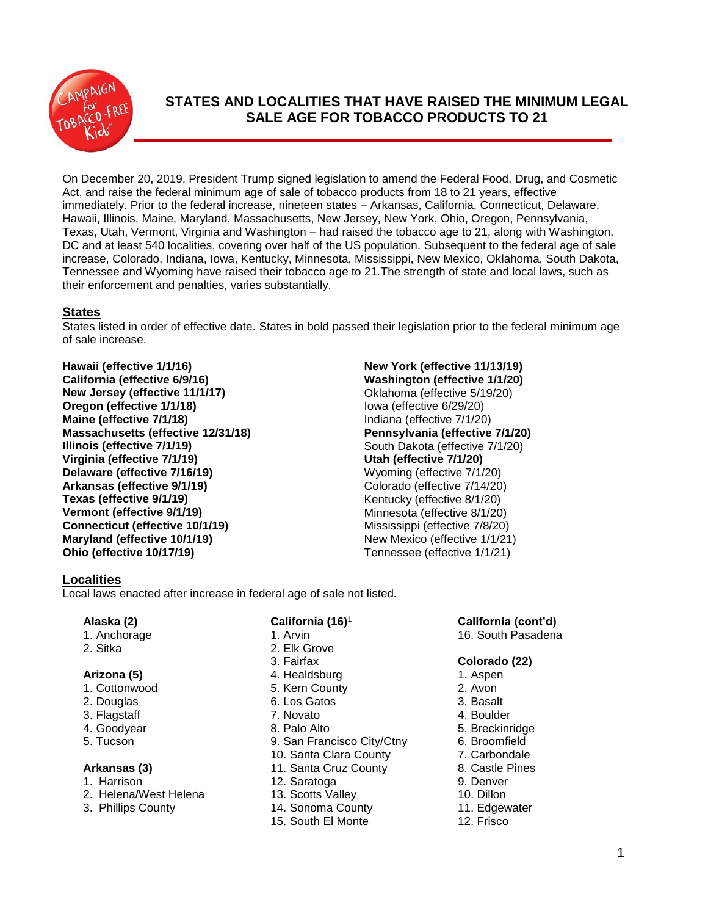# STATES AND LOCALITIES THAT HAVE RAISED THE MINIMUM LEGAL SALE AGE FOR TOBACCO PRODUCTS TO 21

On December 20, 2019, President Trump signed legislation to amend the Federal Food, Drug, and Cosmetic Act, and raise the federal minimum age of sale of tobacco products from 18 to 21 years, effective immediately. Prior to the federal increase, nineteen states – Arkansas, California, Connecticut, Delaware, Hawaii, Illinois, Maine, Maryland, Massachusetts, New Jersey, New York, Ohio, Oregon, Pennsylvania, Texas, Utah, Vermont, Virginia and Washington – had raised the tobacco age to 21, along with Washington, DC and at least 540 localities, covering over half of the US population. Subsequent to the federal age of sale increase, Colorado, Indiana, Iowa, Kentucky, Minnesota, Mississippi, New Mexico, Oklahoma, South Dakota, Tennessee and Wyoming have raised their tobacco age to 21.The strength of state and local laws, such as their enforcement and penalties, varies substantially.

## States

States listed in order of effective date. States in bold passed their legislation prior to the federal minimum age of sale increase.

**Hawaii (effective 1/1/16)**
**California (effective 6/9/16)**
**New Jersey (effective 11/1/17)**
**Oregon (effective 1/1/18)**
**Maine (effective 7/1/18)**
**Massachusetts (effective 12/31/18)**
**Illinois (effective 7/1/19)**
**Virginia (effective 7/1/19)**
**Delaware (effective 7/16/19)**
**Arkansas (effective 9/1/19)**
**Texas (effective 9/1/19)**
**Vermont (effective 9/1/19)**
**Connecticut (effective 10/1/19)**
**Maryland (effective 10/1/19)**
**Ohio (effective 10/17/19)**
**New York (effective 11/13/19)**
**Washington (effective 1/1/20)**
Oklahoma (effective 5/19/20)
Iowa (effective 6/29/20)
Indiana (effective 7/1/20)
**Pennsylvania (effective 7/1/20)**
South Dakota (effective 7/1/20)
**Utah (effective 7/1/20)**
Wyoming (effective 7/1/20)
Colorado (effective 7/14/20)
Kentucky (effective 8/1/20)
Minnesota (effective 8/1/20)
Mississippi (effective 7/8/20)
New Mexico (effective 1/1/21)
Tennessee (effective 1/1/21)

## Localities

Local laws enacted after increase in federal age of sale not listed.

**Alaska (2)**
1. Anchorage
2. Sitka

**Arizona (5)**
1. Cottonwood
2. Douglas
3. Flagstaff
4. Goodyear
5. Tucson

**Arkansas (3)**
1. Harrison
2. Helena/West Helena
3. Phillips County

**California (16)**[1]
1. Arvin
2. Elk Grove
3. Fairfax
4. Healdsburg
5. Kern County
6. Los Gatos
7. Novato
8. Palo Alto
9. San Francisco City/Ctny
10. Santa Clara County
11. Santa Cruz County
12. Saratoga
13. Scotts Valley
14. Sonoma County
15. South El Monte

**California (cont'd)**
16. South Pasadena

**Colorado (22)**
1. Aspen
2. Avon
3. Basalt
4. Boulder
5. Breckinridge
6. Broomfield
7. Carbondale
8. Castle Pines
9. Denver
10. Dillon
11. Edgewater
12. Frisco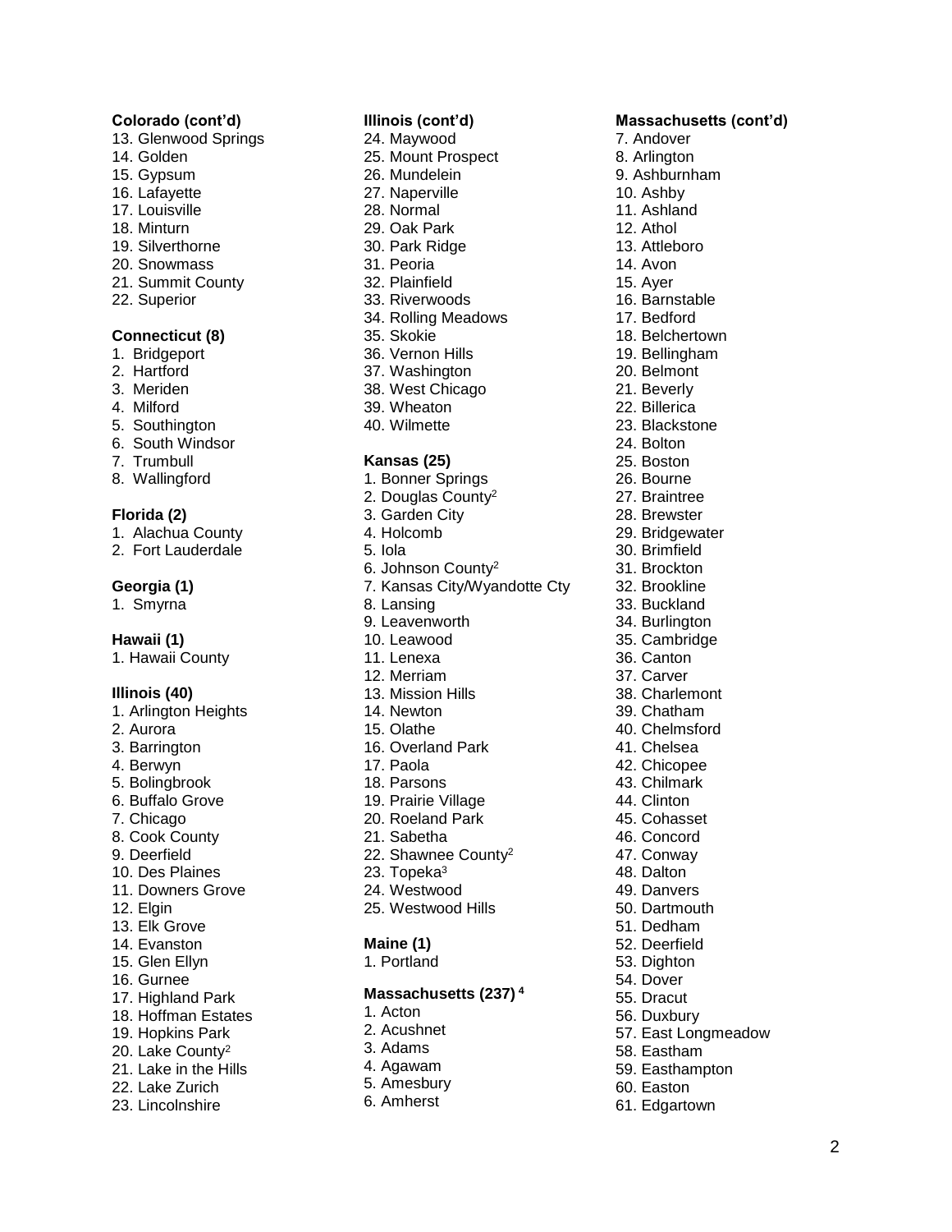**Colorado (cont'd)**

13. Glenwood Springs
14. Golden
15. Gypsum
16. Lafayette
17. Louisville
18. Minturn
19. Silverthorne
20. Snowmass
21. Summit County
22. Superior

**Connecticut (8)**

1. Bridgeport
2. Hartford
3. Meriden
4. Milford
5. Southington
6. South Windsor
7. Trumbull
8. Wallingford

**Florida (2)**

1. Alachua County
2. Fort Lauderdale

**Georgia (1)**

1. Smyrna

**Hawaii (1)**

1. Hawaii County

**Illinois (40)**

1. Arlington Heights
2. Aurora
3. Barrington
4. Berwyn
5. Bolingbrook
6. Buffalo Grove
7. Chicago
8. Cook County
9. Deerfield
10. Des Plaines
11. Downers Grove
12. Elgin
13. Elk Grove
14. Evanston
15. Glen Ellyn
16. Gurnee
17. Highland Park
18. Hoffman Estates
19. Hopkins Park
20. Lake County[2]
21. Lake in the Hills
22. Lake Zurich
23. Lincolnshire

**Illinois (cont'd)**

24. Maywood
25. Mount Prospect
26. Mundelein
27. Naperville
28. Normal
29. Oak Park
30. Park Ridge
31. Peoria
32. Plainfield
33. Riverwoods
34. Rolling Meadows
35. Skokie
36. Vernon Hills
37. Washington
38. West Chicago
39. Wheaton
40. Wilmette

**Kansas (25)**

1. Bonner Springs
2. Douglas County[2]
3. Garden City
4. Holcomb
5. Iola
6. Johnson County[2]
7. Kansas City/Wyandotte Cty
8. Lansing
9. Leavenworth
10. Leawood
11. Lenexa
12. Merriam
13. Mission Hills
14. Newton
15. Olathe
16. Overland Park
17. Paola
18. Parsons
19. Prairie Village
20. Roeland Park
21. Sabetha
22. Shawnee County[2]
23. Topeka[3]
24. Westwood
25. Westwood Hills

**Maine (1)**

1. Portland

**Massachusetts (237) [4]**

1. Acton
2. Acushnet
3. Adams
4. Agawam
5. Amesbury
6. Amherst

**Massachusetts (cont'd)**

7. Andover
8. Arlington
9. Ashburnham
10. Ashby
11. Ashland
12. Athol
13. Attleboro
14. Avon
15. Ayer
16. Barnstable
17. Bedford
18. Belchertown
19. Bellingham
20. Belmont
21. Beverly
22. Billerica
23. Blackstone
24. Bolton
25. Boston
26. Bourne
27. Braintree
28. Brewster
29. Bridgewater
30. Brimfield
31. Brockton
32. Brookline
33. Buckland
34. Burlington
35. Cambridge
36. Canton
37. Carver
38. Charlemont
39. Chatham
40. Chelmsford
41. Chelsea
42. Chicopee
43. Chilmark
44. Clinton
45. Cohasset
46. Concord
47. Conway
48. Dalton
49. Danvers
50. Dartmouth
51. Dedham
52. Deerfield
53. Dighton
54. Dover
55. Dracut
56. Duxbury
57. East Longmeadow
58. Eastham
59. Easthampton
60. Easton
61. Edgartown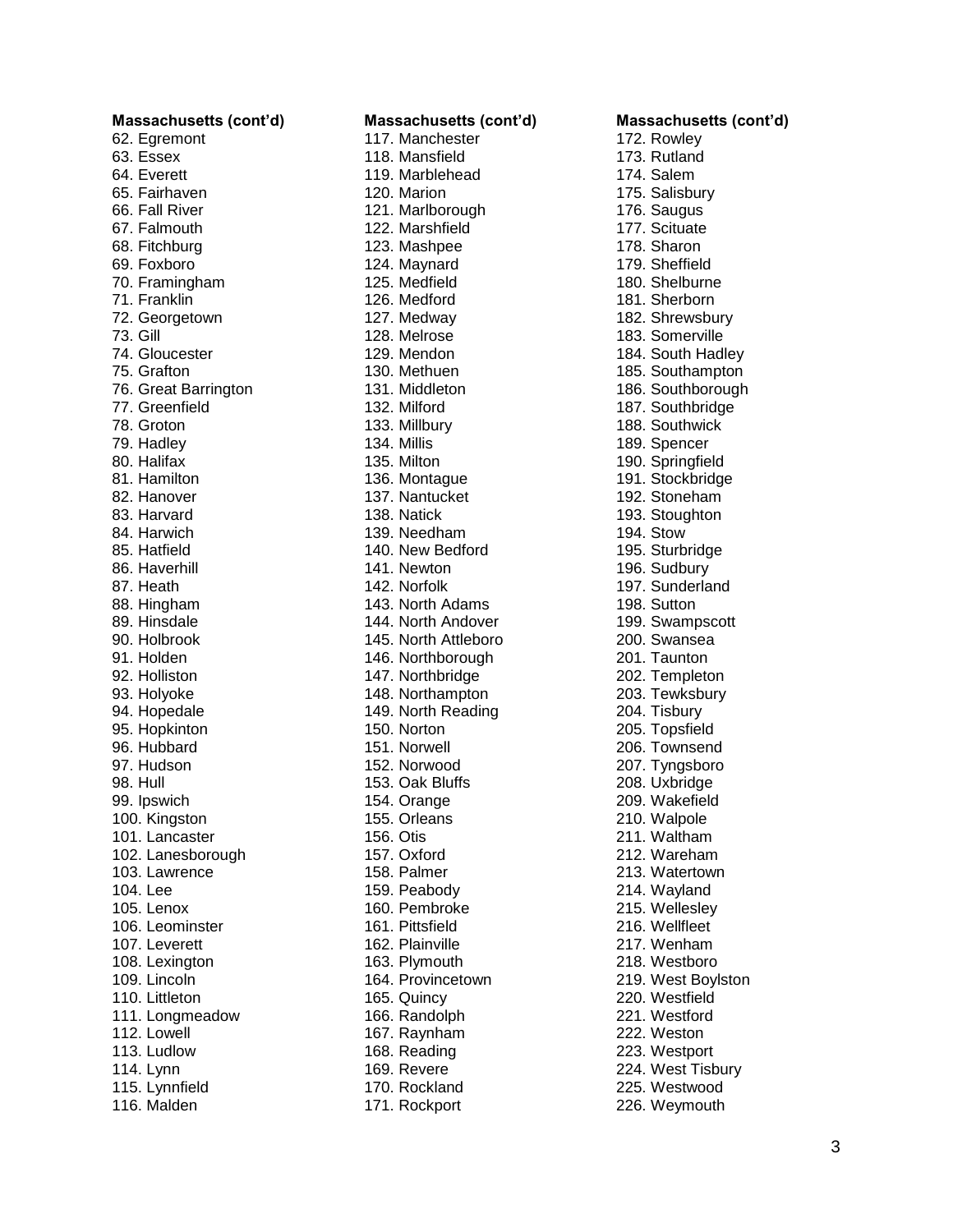**Massachusetts (cont'd)**

62. Egremont
63. Essex
64. Everett
65. Fairhaven
66. Fall River
67. Falmouth
68. Fitchburg
69. Foxboro
70. Framingham
71. Franklin
72. Georgetown
73. Gill
74. Gloucester
75. Grafton
76. Great Barrington
77. Greenfield
78. Groton
79. Hadley
80. Halifax
81. Hamilton
82. Hanover
83. Harvard
84. Harwich
85. Hatfield
86. Haverhill
87. Heath
88. Hingham
89. Hinsdale
90. Holbrook
91. Holden
92. Holliston
93. Holyoke
94. Hopedale
95. Hopkinton
96. Hubbard
97. Hudson
98. Hull
99. Ipswich
100. Kingston
101. Lancaster
102. Lanesborough
103. Lawrence
104. Lee
105. Lenox
106. Leominster
107. Leverett
108. Lexington
109. Lincoln
110. Littleton
111. Longmeadow
112. Lowell
113. Ludlow
114. Lynn
115. Lynnfield
116. Malden

**Massachusetts (cont'd)**

117. Manchester
118. Mansfield
119. Marblehead
120. Marion
121. Marlborough
122. Marshfield
123. Mashpee
124. Maynard
125. Medfield
126. Medford
127. Medway
128. Melrose
129. Mendon
130. Methuen
131. Middleton
132. Milford
133. Millbury
134. Millis
135. Milton
136. Montague
137. Nantucket
138. Natick
139. Needham
140. New Bedford
141. Newton
142. Norfolk
143. North Adams
144. North Andover
145. North Attleboro
146. Northborough
147. Northbridge
148. Northampton
149. North Reading
150. Norton
151. Norwell
152. Norwood
153. Oak Bluffs
154. Orange
155. Orleans
156. Otis
157. Oxford
158. Palmer
159. Peabody
160. Pembroke
161. Pittsfield
162. Plainville
163. Plymouth
164. Provincetown
165. Quincy
166. Randolph
167. Raynham
168. Reading
169. Revere
170. Rockland
171. Rockport

**Massachusetts (cont'd)**

172. Rowley
173. Rutland
174. Salem
175. Salisbury
176. Saugus
177. Scituate
178. Sharon
179. Sheffield
180. Shelburne
181. Sherborn
182. Shrewsbury
183. Somerville
184. South Hadley
185. Southampton
186. Southborough
187. Southbridge
188. Southwick
189. Spencer
190. Springfield
191. Stockbridge
192. Stoneham
193. Stoughton
194. Stow
195. Sturbridge
196. Sudbury
197. Sunderland
198. Sutton
199. Swampscott
200. Swansea
201. Taunton
202. Templeton
203. Tewksbury
204. Tisbury
205. Topsfield
206. Townsend
207. Tyngsboro
208. Uxbridge
209. Wakefield
210. Walpole
211. Waltham
212. Wareham
213. Watertown
214. Wayland
215. Wellesley
216. Wellfleet
217. Wenham
218. Westboro
219. West Boylston
220. Westfield
221. Westford
222. Weston
223. Westport
224. West Tisbury
225. Westwood
226. Weymouth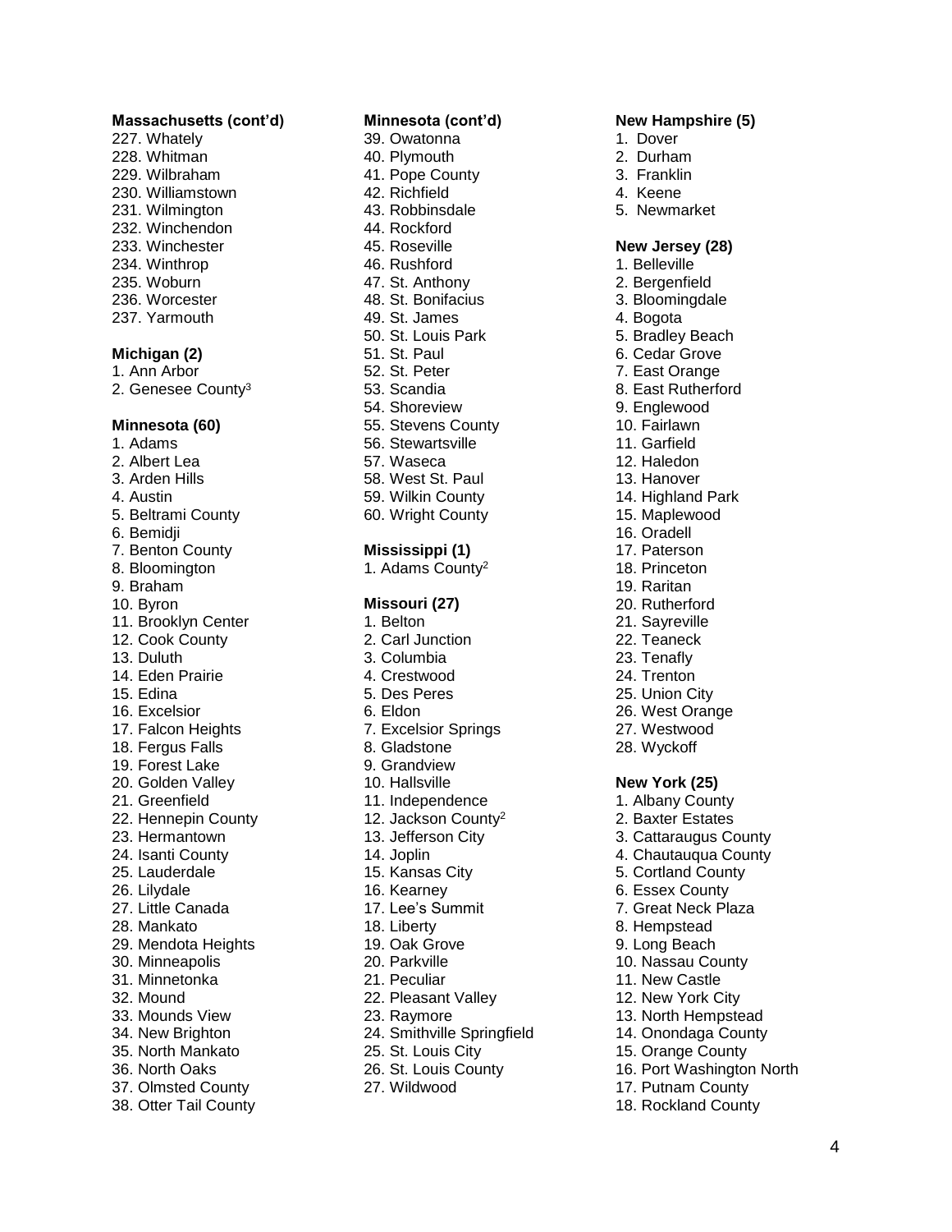**Massachusetts (cont'd)**

227. Whately
228. Whitman
229. Wilbraham
230. Williamstown
231. Wilmington
232. Winchendon
233. Winchester
234. Winthrop
235. Woburn
236. Worcester
237. Yarmouth

**Michigan (2)**

1. Ann Arbor
2. Genesee County[3]

**Minnesota (60)**

1. Adams
2. Albert Lea
3. Arden Hills
4. Austin
5. Beltrami County
6. Bemidji
7. Benton County
8. Bloomington
9. Braham
10. Byron
11. Brooklyn Center
12. Cook County
13. Duluth
14. Eden Prairie
15. Edina
16. Excelsior
17. Falcon Heights
18. Fergus Falls
19. Forest Lake
20. Golden Valley
21. Greenfield
22. Hennepin County
23. Hermantown
24. Isanti County
25. Lauderdale
26. Lilydale
27. Little Canada
28. Mankato
29. Mendota Heights
30. Minneapolis
31. Minnetonka
32. Mound
33. Mounds View
34. New Brighton
35. North Mankato
36. North Oaks
37. Olmsted County
38. Otter Tail County

**Minnesota (cont'd)**

39. Owatonna
40. Plymouth
41. Pope County
42. Richfield
43. Robbinsdale
44. Rockford
45. Roseville
46. Rushford
47. St. Anthony
48. St. Bonifacius
49. St. James
50. St. Louis Park
51. St. Paul
52. St. Peter
53. Scandia
54. Shoreview
55. Stevens County
56. Stewartsville
57. Waseca
58. West St. Paul
59. Wilkin County
60. Wright County

**Mississippi (1)**

1. Adams County[2]

**Missouri (27)**

1. Belton
2. Carl Junction
3. Columbia
4. Crestwood
5. Des Peres
6. Eldon
7. Excelsior Springs
8. Gladstone
9. Grandview
10. Hallsville
11. Independence
12. Jackson County[2]
13. Jefferson City
14. Joplin
15. Kansas City
16. Kearney
17. Lee's Summit
18. Liberty
19. Oak Grove
20. Parkville
21. Peculiar
22. Pleasant Valley
23. Raymore
24. Smithville Springfield
25. St. Louis City
26. St. Louis County
27. Wildwood

**New Hampshire (5)**

1. Dover
2. Durham
3. Franklin
4. Keene
5. Newmarket

**New Jersey (28)**

1. Belleville
2. Bergenfield
3. Bloomingdale
4. Bogota
5. Bradley Beach
6. Cedar Grove
7. East Orange
8. East Rutherford
9. Englewood
10. Fairlawn
11. Garfield
12. Haledon
13. Hanover
14. Highland Park
15. Maplewood
16. Oradell
17. Paterson
18. Princeton
19. Raritan
20. Rutherford
21. Sayreville
22. Teaneck
23. Tenafly
24. Trenton
25. Union City
26. West Orange
27. Westwood
28. Wyckoff

**New York (25)**

1. Albany County
2. Baxter Estates
3. Cattaraugus County
4. Chautauqua County
5. Cortland County
6. Essex County
7. Great Neck Plaza
8. Hempstead
9. Long Beach
10. Nassau County
11. New Castle
12. New York City
13. North Hempstead
14. Onondaga County
15. Orange County
16. Port Washington North
17. Putnam County
18. Rockland County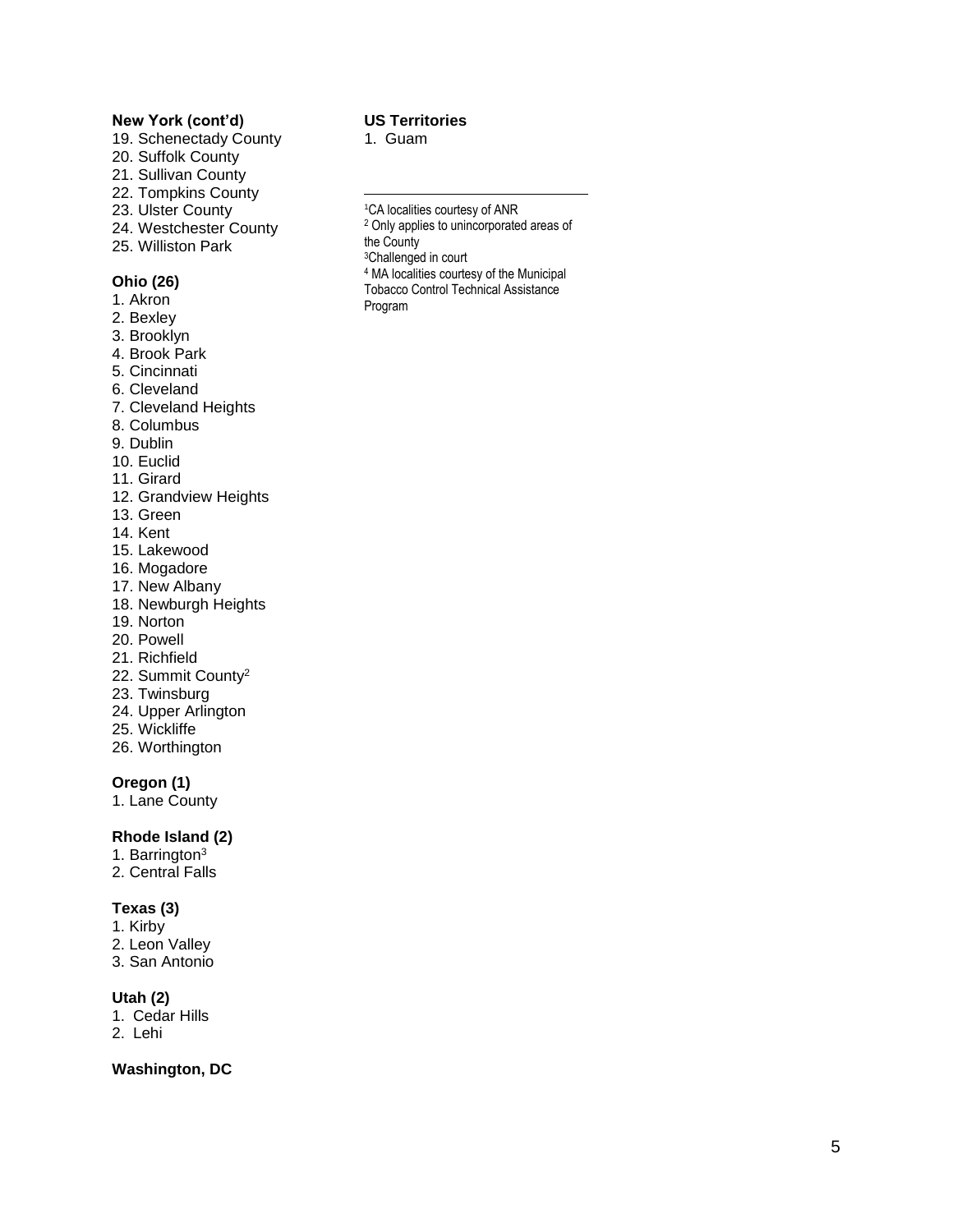**New York (cont'd)**

19. Schenectady County
20. Suffolk County
21. Sullivan County
22. Tompkins County
23. Ulster County
24. Westchester County
25. Williston Park

**Ohio (26)**

1. Akron
2. Bexley
3. Brooklyn
4. Brook Park
5. Cincinnati
6. Cleveland
7. Cleveland Heights
8. Columbus
9. Dublin
10. Euclid
11. Girard
12. Grandview Heights
13. Green
14. Kent
15. Lakewood
16. Mogadore
17. New Albany
18. Newburgh Heights
19. Norton
20. Powell
21. Richfield
22. Summit County[2]
23. Twinsburg
24. Upper Arlington
25. Wickliffe
26. Worthington

**Oregon (1)**

1. Lane County

**Rhode Island (2)**

1. Barrington[3]
2. Central Falls

**Texas (3)**

1. Kirby
2. Leon Valley
3. San Antonio

**Utah (2)**

1. Cedar Hills
2. Lehi

**Washington, DC**

**US Territories**

1. Guam

---

[1]CA localities courtesy of ANR
[2] Only applies to unincorporated areas of the County
[3]Challenged in court
[4] MA localities courtesy of the Municipal Tobacco Control Technical Assistance Program